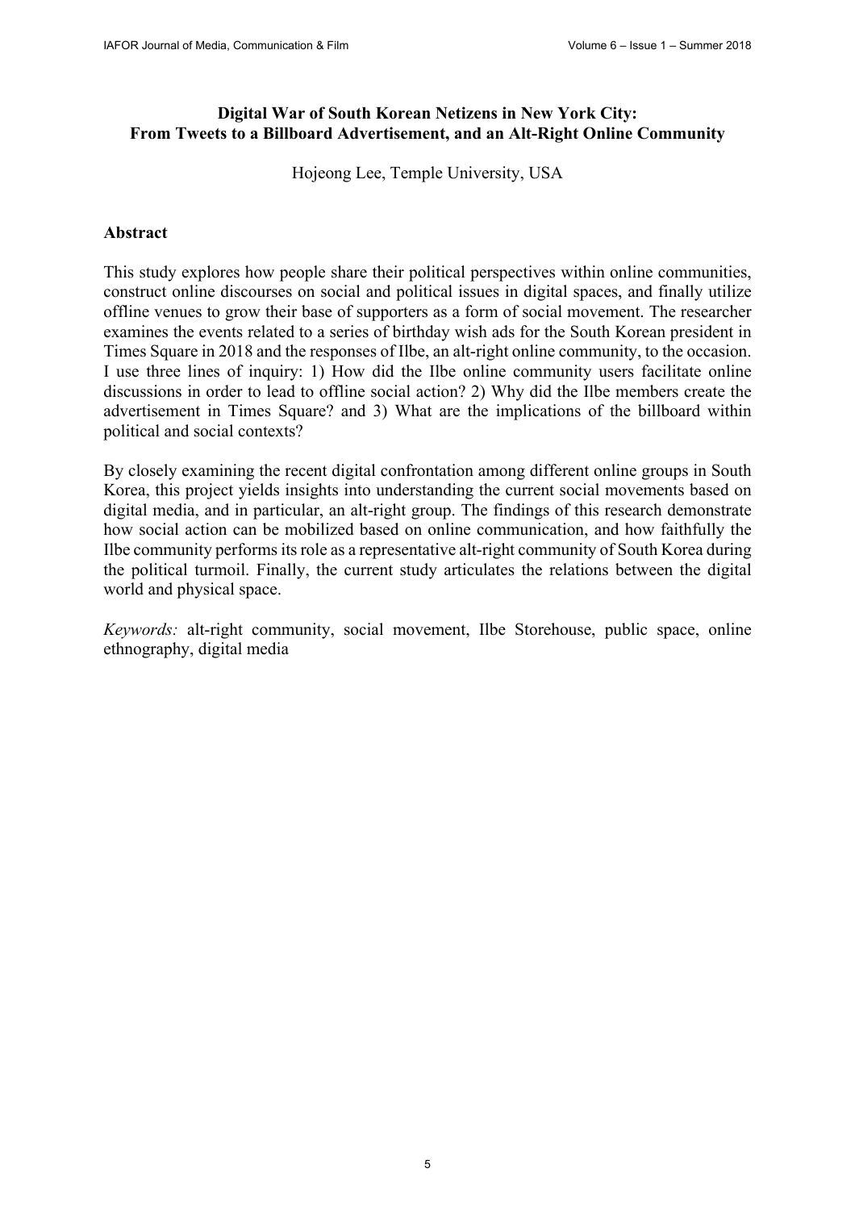# Digital War of South Korean Netizens in New York City: From Tweets to a Billboard Advertisement, and an Alt-Right Online Community

Hojeong Lee, Temple University, USA

## Abstract

This study explores how people share their political perspectives within online communities, construct online discourses on social and political issues in digital spaces, and finally utilize offline venues to grow their base of supporters as a form of social movement. The researcher examines the events related to a series of birthday wish ads for the South Korean president in Times Square in 2018 and the responses of Ilbe, an alt-right online community, to the occasion. I use three lines of inquiry: 1) How did the Ilbe online community users facilitate online discussions in order to lead to offline social action? 2) Why did the Ilbe members create the advertisement in Times Square? and 3) What are the implications of the billboard within political and social contexts?

By closely examining the recent digital confrontation among different online groups in South Korea, this project yields insights into understanding the current social movements based on digital media, and in particular, an alt-right group. The findings of this research demonstrate how social action can be mobilized based on online communication, and how faithfully the Ilbe community performs its role as a representative alt-right community of South Korea during the political turmoil. Finally, the current study articulates the relations between the digital world and physical space.

*Keywords:* alt-right community, social movement, Ilbe Storehouse, public space, online ethnography, digital media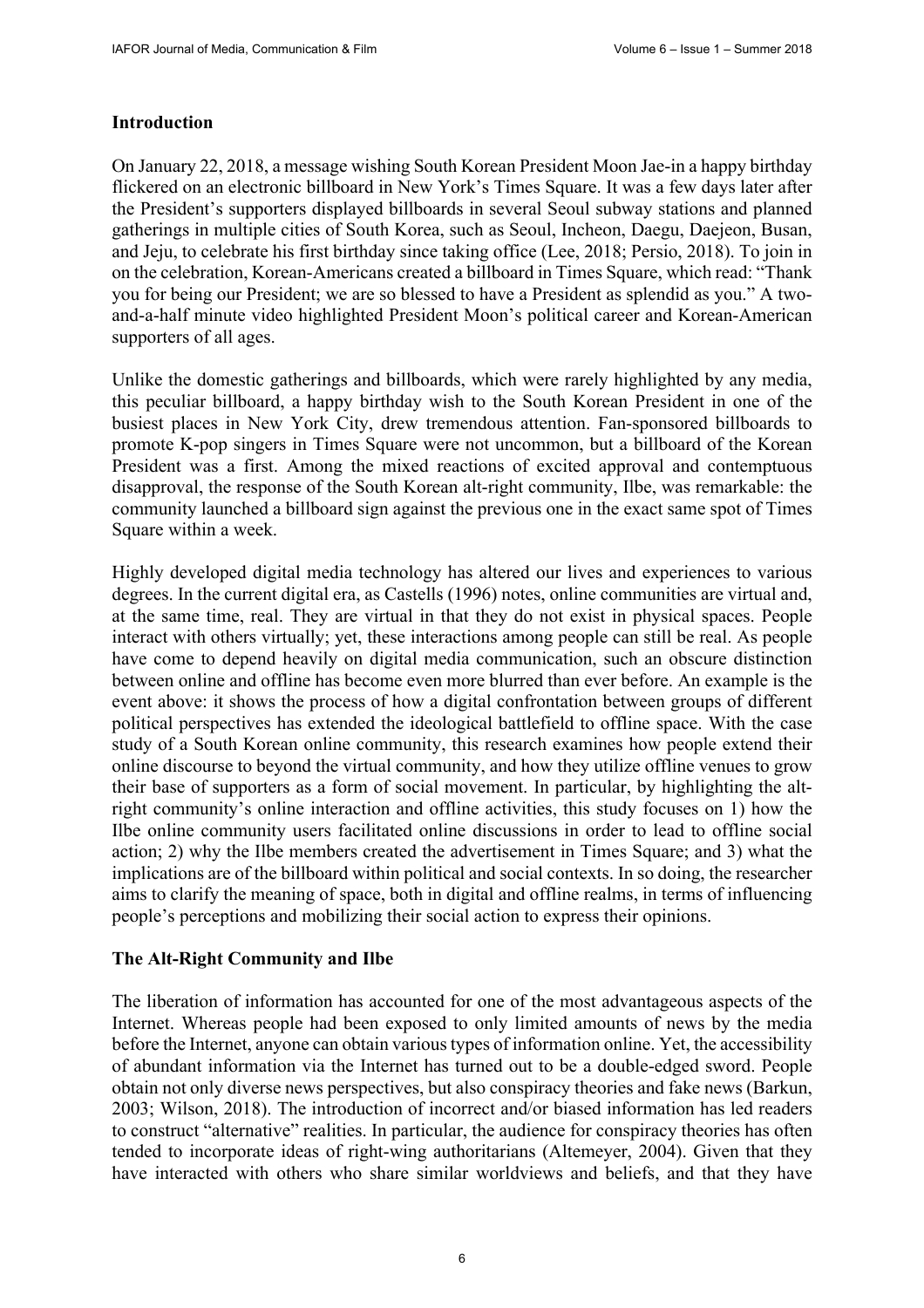## Introduction

On January 22, 2018, a message wishing South Korean President Moon Jae-in a happy birthday flickered on an electronic billboard in New York's Times Square. It was a few days later after the President's supporters displayed billboards in several Seoul subway stations and planned gatherings in multiple cities of South Korea, such as Seoul, Incheon, Daegu, Daejeon, Busan, and Jeju, to celebrate his first birthday since taking office (Lee, 2018; Persio, 2018). To join in on the celebration, Korean-Americans created a billboard in Times Square, which read: "Thank you for being our President; we are so blessed to have a President as splendid as you." A two-and-a-half minute video highlighted President Moon's political career and Korean-American supporters of all ages.

Unlike the domestic gatherings and billboards, which were rarely highlighted by any media, this peculiar billboard, a happy birthday wish to the South Korean President in one of the busiest places in New York City, drew tremendous attention. Fan-sponsored billboards to promote K-pop singers in Times Square were not uncommon, but a billboard of the Korean President was a first. Among the mixed reactions of excited approval and contemptuous disapproval, the response of the South Korean alt-right community, Ilbe, was remarkable: the community launched a billboard sign against the previous one in the exact same spot of Times Square within a week.

Highly developed digital media technology has altered our lives and experiences to various degrees. In the current digital era, as Castells (1996) notes, online communities are virtual and, at the same time, real. They are virtual in that they do not exist in physical spaces. People interact with others virtually; yet, these interactions among people can still be real. As people have come to depend heavily on digital media communication, such an obscure distinction between online and offline has become even more blurred than ever before. An example is the event above: it shows the process of how a digital confrontation between groups of different political perspectives has extended the ideological battlefield to offline space. With the case study of a South Korean online community, this research examines how people extend their online discourse to beyond the virtual community, and how they utilize offline venues to grow their base of supporters as a form of social movement. In particular, by highlighting the alt-right community's online interaction and offline activities, this study focuses on 1) how the Ilbe online community users facilitated online discussions in order to lead to offline social action; 2) why the Ilbe members created the advertisement in Times Square; and 3) what the implications are of the billboard within political and social contexts. In so doing, the researcher aims to clarify the meaning of space, both in digital and offline realms, in terms of influencing people's perceptions and mobilizing their social action to express their opinions.

## The Alt-Right Community and Ilbe

The liberation of information has accounted for one of the most advantageous aspects of the Internet. Whereas people had been exposed to only limited amounts of news by the media before the Internet, anyone can obtain various types of information online. Yet, the accessibility of abundant information via the Internet has turned out to be a double-edged sword. People obtain not only diverse news perspectives, but also conspiracy theories and fake news (Barkun, 2003; Wilson, 2018). The introduction of incorrect and/or biased information has led readers to construct "alternative" realities. In particular, the audience for conspiracy theories has often tended to incorporate ideas of right-wing authoritarians (Altemeyer, 2004). Given that they have interacted with others who share similar worldviews and beliefs, and that they have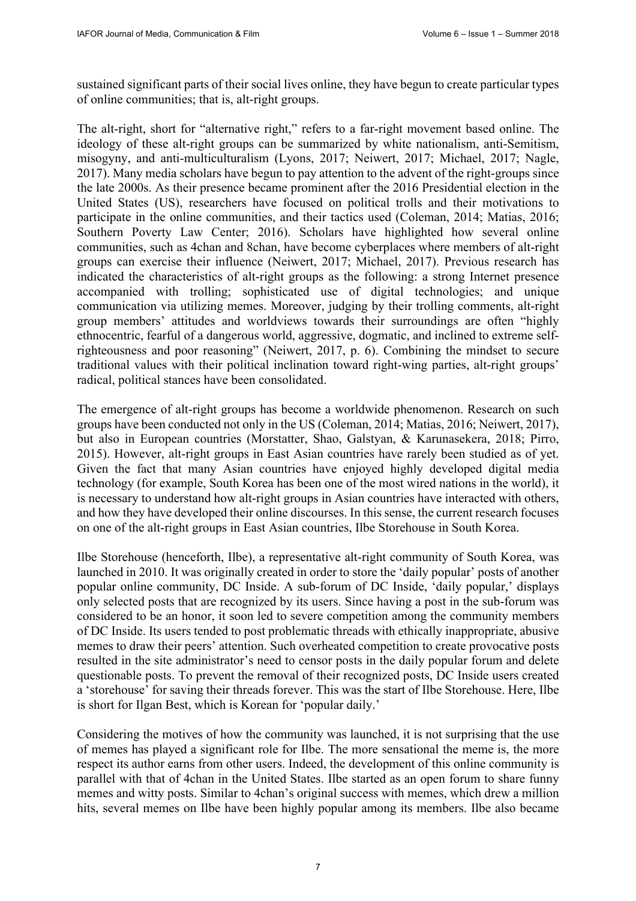sustained significant parts of their social lives online, they have begun to create particular types of online communities; that is, alt-right groups.

The alt-right, short for "alternative right," refers to a far-right movement based online. The ideology of these alt-right groups can be summarized by white nationalism, anti-Semitism, misogyny, and anti-multiculturalism (Lyons, 2017; Neiwert, 2017; Michael, 2017; Nagle, 2017). Many media scholars have begun to pay attention to the advent of the right-groups since the late 2000s. As their presence became prominent after the 2016 Presidential election in the United States (US), researchers have focused on political trolls and their motivations to participate in the online communities, and their tactics used (Coleman, 2014; Matias, 2016; Southern Poverty Law Center; 2016). Scholars have highlighted how several online communities, such as 4chan and 8chan, have become cyberplaces where members of alt-right groups can exercise their influence (Neiwert, 2017; Michael, 2017). Previous research has indicated the characteristics of alt-right groups as the following: a strong Internet presence accompanied with trolling; sophisticated use of digital technologies; and unique communication via utilizing memes. Moreover, judging by their trolling comments, alt-right group members' attitudes and worldviews towards their surroundings are often "highly ethnocentric, fearful of a dangerous world, aggressive, dogmatic, and inclined to extreme self-righteousness and poor reasoning" (Neiwert, 2017, p. 6). Combining the mindset to secure traditional values with their political inclination toward right-wing parties, alt-right groups' radical, political stances have been consolidated.

The emergence of alt-right groups has become a worldwide phenomenon. Research on such groups have been conducted not only in the US (Coleman, 2014; Matias, 2016; Neiwert, 2017), but also in European countries (Morstatter, Shao, Galstyan, & Karunasekera, 2018; Pirro, 2015). However, alt-right groups in East Asian countries have rarely been studied as of yet. Given the fact that many Asian countries have enjoyed highly developed digital media technology (for example, South Korea has been one of the most wired nations in the world), it is necessary to understand how alt-right groups in Asian countries have interacted with others, and how they have developed their online discourses. In this sense, the current research focuses on one of the alt-right groups in East Asian countries, Ilbe Storehouse in South Korea.

Ilbe Storehouse (henceforth, Ilbe), a representative alt-right community of South Korea, was launched in 2010. It was originally created in order to store the 'daily popular' posts of another popular online community, DC Inside. A sub-forum of DC Inside, 'daily popular,' displays only selected posts that are recognized by its users. Since having a post in the sub-forum was considered to be an honor, it soon led to severe competition among the community members of DC Inside. Its users tended to post problematic threads with ethically inappropriate, abusive memes to draw their peers' attention. Such overheated competition to create provocative posts resulted in the site administrator's need to censor posts in the daily popular forum and delete questionable posts. To prevent the removal of their recognized posts, DC Inside users created a 'storehouse' for saving their threads forever. This was the start of Ilbe Storehouse. Here, Ilbe is short for Ilgan Best, which is Korean for 'popular daily.'

Considering the motives of how the community was launched, it is not surprising that the use of memes has played a significant role for Ilbe. The more sensational the meme is, the more respect its author earns from other users. Indeed, the development of this online community is parallel with that of 4chan in the United States. Ilbe started as an open forum to share funny memes and witty posts. Similar to 4chan's original success with memes, which drew a million hits, several memes on Ilbe have been highly popular among its members. Ilbe also became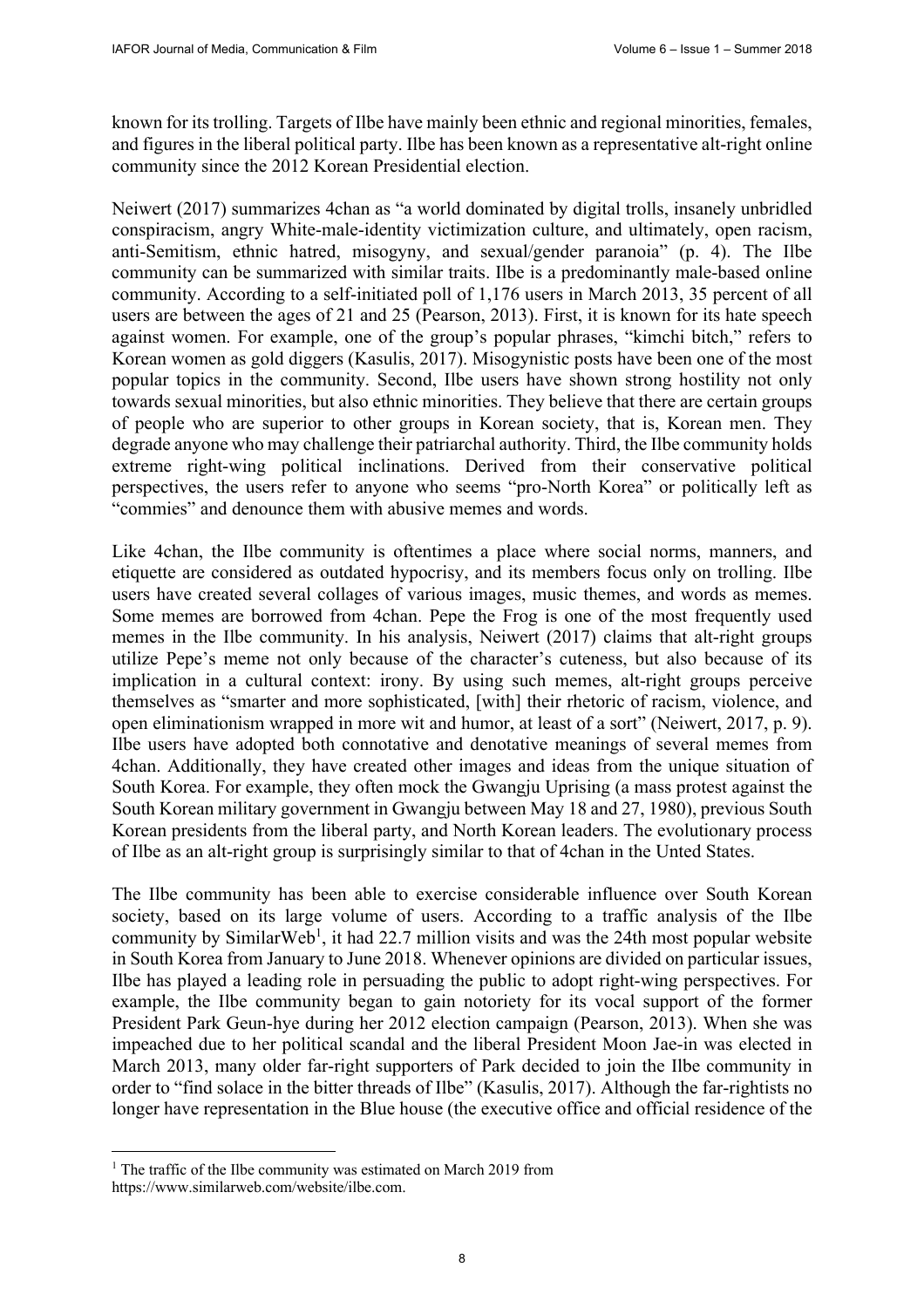known for its trolling. Targets of Ilbe have mainly been ethnic and regional minorities, females, and figures in the liberal political party. Ilbe has been known as a representative alt-right online community since the 2012 Korean Presidential election.

Neiwert (2017) summarizes 4chan as "a world dominated by digital trolls, insanely unbridled conspiracism, angry White-male-identity victimization culture, and ultimately, open racism, anti-Semitism, ethnic hatred, misogyny, and sexual/gender paranoia" (p. 4). The Ilbe community can be summarized with similar traits. Ilbe is a predominantly male-based online community. According to a self-initiated poll of 1,176 users in March 2013, 35 percent of all users are between the ages of 21 and 25 (Pearson, 2013). First, it is known for its hate speech against women. For example, one of the group's popular phrases, "kimchi bitch," refers to Korean women as gold diggers (Kasulis, 2017). Misogynistic posts have been one of the most popular topics in the community. Second, Ilbe users have shown strong hostility not only towards sexual minorities, but also ethnic minorities. They believe that there are certain groups of people who are superior to other groups in Korean society, that is, Korean men. They degrade anyone who may challenge their patriarchal authority. Third, the Ilbe community holds extreme right-wing political inclinations. Derived from their conservative political perspectives, the users refer to anyone who seems "pro-North Korea" or politically left as "commies" and denounce them with abusive memes and words.

Like 4chan, the Ilbe community is oftentimes a place where social norms, manners, and etiquette are considered as outdated hypocrisy, and its members focus only on trolling. Ilbe users have created several collages of various images, music themes, and words as memes. Some memes are borrowed from 4chan. Pepe the Frog is one of the most frequently used memes in the Ilbe community. In his analysis, Neiwert (2017) claims that alt-right groups utilize Pepe's meme not only because of the character's cuteness, but also because of its implication in a cultural context: irony. By using such memes, alt-right groups perceive themselves as "smarter and more sophisticated, [with] their rhetoric of racism, violence, and open eliminationism wrapped in more wit and humor, at least of a sort" (Neiwert, 2017, p. 9). Ilbe users have adopted both connotative and denotative meanings of several memes from 4chan. Additionally, they have created other images and ideas from the unique situation of South Korea. For example, they often mock the Gwangju Uprising (a mass protest against the South Korean military government in Gwangju between May 18 and 27, 1980), previous South Korean presidents from the liberal party, and North Korean leaders. The evolutionary process of Ilbe as an alt-right group is surprisingly similar to that of 4chan in the Unted States.

The Ilbe community has been able to exercise considerable influence over South Korean society, based on its large volume of users. According to a traffic analysis of the Ilbe community by SimilarWeb[1], it had 22.7 million visits and was the 24th most popular website in South Korea from January to June 2018. Whenever opinions are divided on particular issues, Ilbe has played a leading role in persuading the public to adopt right-wing perspectives. For example, the Ilbe community began to gain notoriety for its vocal support of the former President Park Geun-hye during her 2012 election campaign (Pearson, 2013). When she was impeached due to her political scandal and the liberal President Moon Jae-in was elected in March 2013, many older far-right supporters of Park decided to join the Ilbe community in order to "find solace in the bitter threads of Ilbe" (Kasulis, 2017). Although the far-rightists no longer have representation in the Blue house (the executive office and official residence of the

[1] The traffic of the Ilbe community was estimated on March 2019 from https://www.similarweb.com/website/ilbe.com.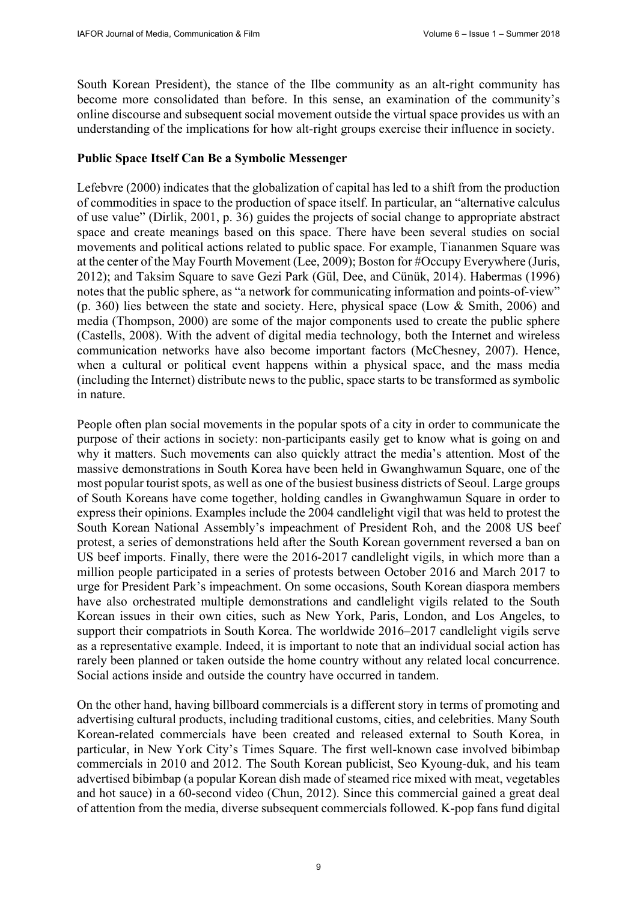South Korean President), the stance of the Ilbe community as an alt-right community has become more consolidated than before. In this sense, an examination of the community's online discourse and subsequent social movement outside the virtual space provides us with an understanding of the implications for how alt-right groups exercise their influence in society.

### Public Space Itself Can Be a Symbolic Messenger

Lefebvre (2000) indicates that the globalization of capital has led to a shift from the production of commodities in space to the production of space itself. In particular, an "alternative calculus of use value" (Dirlik, 2001, p. 36) guides the projects of social change to appropriate abstract space and create meanings based on this space. There have been several studies on social movements and political actions related to public space. For example, Tiananmen Square was at the center of the May Fourth Movement (Lee, 2009); Boston for #Occupy Everywhere (Juris, 2012); and Taksim Square to save Gezi Park (Gül, Dee, and Cünük, 2014). Habermas (1996) notes that the public sphere, as "a network for communicating information and points-of-view" (p. 360) lies between the state and society. Here, physical space (Low & Smith, 2006) and media (Thompson, 2000) are some of the major components used to create the public sphere (Castells, 2008). With the advent of digital media technology, both the Internet and wireless communication networks have also become important factors (McChesney, 2007). Hence, when a cultural or political event happens within a physical space, and the mass media (including the Internet) distribute news to the public, space starts to be transformed as symbolic in nature.

People often plan social movements in the popular spots of a city in order to communicate the purpose of their actions in society: non-participants easily get to know what is going on and why it matters. Such movements can also quickly attract the media's attention. Most of the massive demonstrations in South Korea have been held in Gwanghwamun Square, one of the most popular tourist spots, as well as one of the busiest business districts of Seoul. Large groups of South Koreans have come together, holding candles in Gwanghwamun Square in order to express their opinions. Examples include the 2004 candlelight vigil that was held to protest the South Korean National Assembly's impeachment of President Roh, and the 2008 US beef protest, a series of demonstrations held after the South Korean government reversed a ban on US beef imports. Finally, there were the 2016-2017 candlelight vigils, in which more than a million people participated in a series of protests between October 2016 and March 2017 to urge for President Park's impeachment. On some occasions, South Korean diaspora members have also orchestrated multiple demonstrations and candlelight vigils related to the South Korean issues in their own cities, such as New York, Paris, London, and Los Angeles, to support their compatriots in South Korea. The worldwide 2016–2017 candlelight vigils serve as a representative example. Indeed, it is important to note that an individual social action has rarely been planned or taken outside the home country without any related local concurrence. Social actions inside and outside the country have occurred in tandem.

On the other hand, having billboard commercials is a different story in terms of promoting and advertising cultural products, including traditional customs, cities, and celebrities. Many South Korean-related commercials have been created and released external to South Korea, in particular, in New York City's Times Square. The first well-known case involved bibimbap commercials in 2010 and 2012. The South Korean publicist, Seo Kyoung-duk, and his team advertised bibimbap (a popular Korean dish made of steamed rice mixed with meat, vegetables and hot sauce) in a 60-second video (Chun, 2012). Since this commercial gained a great deal of attention from the media, diverse subsequent commercials followed. K-pop fans fund digital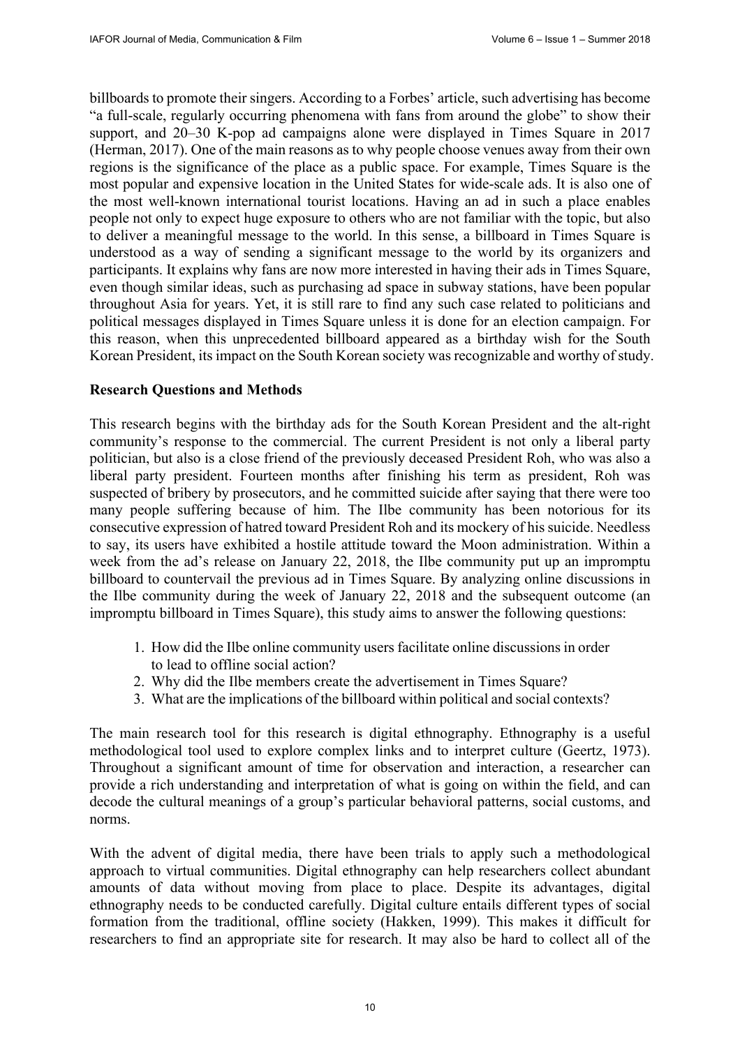billboards to promote their singers. According to a Forbes' article, such advertising has become "a full-scale, regularly occurring phenomena with fans from around the globe" to show their support, and 20–30 K-pop ad campaigns alone were displayed in Times Square in 2017 (Herman, 2017). One of the main reasons as to why people choose venues away from their own regions is the significance of the place as a public space. For example, Times Square is the most popular and expensive location in the United States for wide-scale ads. It is also one of the most well-known international tourist locations. Having an ad in such a place enables people not only to expect huge exposure to others who are not familiar with the topic, but also to deliver a meaningful message to the world. In this sense, a billboard in Times Square is understood as a way of sending a significant message to the world by its organizers and participants. It explains why fans are now more interested in having their ads in Times Square, even though similar ideas, such as purchasing ad space in subway stations, have been popular throughout Asia for years. Yet, it is still rare to find any such case related to politicians and political messages displayed in Times Square unless it is done for an election campaign. For this reason, when this unprecedented billboard appeared as a birthday wish for the South Korean President, its impact on the South Korean society was recognizable and worthy of study.

**Research Questions and Methods**

This research begins with the birthday ads for the South Korean President and the alt-right community's response to the commercial. The current President is not only a liberal party politician, but also is a close friend of the previously deceased President Roh, who was also a liberal party president. Fourteen months after finishing his term as president, Roh was suspected of bribery by prosecutors, and he committed suicide after saying that there were too many people suffering because of him. The Ilbe community has been notorious for its consecutive expression of hatred toward President Roh and its mockery of his suicide. Needless to say, its users have exhibited a hostile attitude toward the Moon administration. Within a week from the ad's release on January 22, 2018, the Ilbe community put up an impromptu billboard to countervail the previous ad in Times Square. By analyzing online discussions in the Ilbe community during the week of January 22, 2018 and the subsequent outcome (an impromptu billboard in Times Square), this study aims to answer the following questions:

1. How did the Ilbe online community users facilitate online discussions in order to lead to offline social action?
2. Why did the Ilbe members create the advertisement in Times Square?
3. What are the implications of the billboard within political and social contexts?

The main research tool for this research is digital ethnography. Ethnography is a useful methodological tool used to explore complex links and to interpret culture (Geertz, 1973). Throughout a significant amount of time for observation and interaction, a researcher can provide a rich understanding and interpretation of what is going on within the field, and can decode the cultural meanings of a group's particular behavioral patterns, social customs, and norms.

With the advent of digital media, there have been trials to apply such a methodological approach to virtual communities. Digital ethnography can help researchers collect abundant amounts of data without moving from place to place. Despite its advantages, digital ethnography needs to be conducted carefully. Digital culture entails different types of social formation from the traditional, offline society (Hakken, 1999). This makes it difficult for researchers to find an appropriate site for research. It may also be hard to collect all of the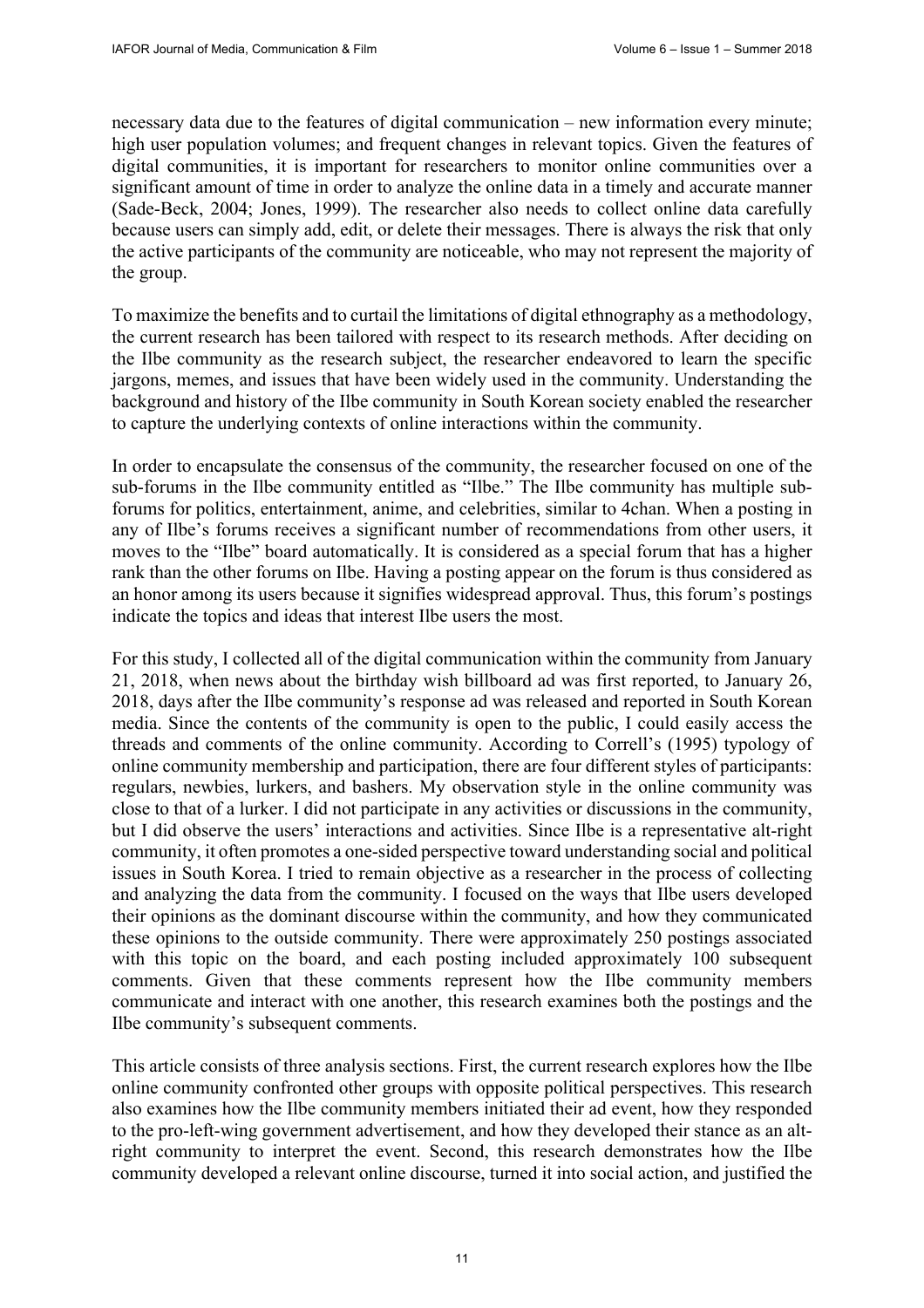necessary data due to the features of digital communication – new information every minute; high user population volumes; and frequent changes in relevant topics. Given the features of digital communities, it is important for researchers to monitor online communities over a significant amount of time in order to analyze the online data in a timely and accurate manner (Sade-Beck, 2004; Jones, 1999). The researcher also needs to collect online data carefully because users can simply add, edit, or delete their messages. There is always the risk that only the active participants of the community are noticeable, who may not represent the majority of the group.

To maximize the benefits and to curtail the limitations of digital ethnography as a methodology, the current research has been tailored with respect to its research methods. After deciding on the Ilbe community as the research subject, the researcher endeavored to learn the specific jargons, memes, and issues that have been widely used in the community. Understanding the background and history of the Ilbe community in South Korean society enabled the researcher to capture the underlying contexts of online interactions within the community.

In order to encapsulate the consensus of the community, the researcher focused on one of the sub-forums in the Ilbe community entitled as "Ilbe." The Ilbe community has multiple sub-forums for politics, entertainment, anime, and celebrities, similar to 4chan. When a posting in any of Ilbe's forums receives a significant number of recommendations from other users, it moves to the "Ilbe" board automatically. It is considered as a special forum that has a higher rank than the other forums on Ilbe. Having a posting appear on the forum is thus considered as an honor among its users because it signifies widespread approval. Thus, this forum's postings indicate the topics and ideas that interest Ilbe users the most.

For this study, I collected all of the digital communication within the community from January 21, 2018, when news about the birthday wish billboard ad was first reported, to January 26, 2018, days after the Ilbe community's response ad was released and reported in South Korean media. Since the contents of the community is open to the public, I could easily access the threads and comments of the online community. According to Correll's (1995) typology of online community membership and participation, there are four different styles of participants: regulars, newbies, lurkers, and bashers. My observation style in the online community was close to that of a lurker. I did not participate in any activities or discussions in the community, but I did observe the users' interactions and activities. Since Ilbe is a representative alt-right community, it often promotes a one-sided perspective toward understanding social and political issues in South Korea. I tried to remain objective as a researcher in the process of collecting and analyzing the data from the community. I focused on the ways that Ilbe users developed their opinions as the dominant discourse within the community, and how they communicated these opinions to the outside community. There were approximately 250 postings associated with this topic on the board, and each posting included approximately 100 subsequent comments. Given that these comments represent how the Ilbe community members communicate and interact with one another, this research examines both the postings and the Ilbe community's subsequent comments.

This article consists of three analysis sections. First, the current research explores how the Ilbe online community confronted other groups with opposite political perspectives. This research also examines how the Ilbe community members initiated their ad event, how they responded to the pro-left-wing government advertisement, and how they developed their stance as an alt-right community to interpret the event. Second, this research demonstrates how the Ilbe community developed a relevant online discourse, turned it into social action, and justified the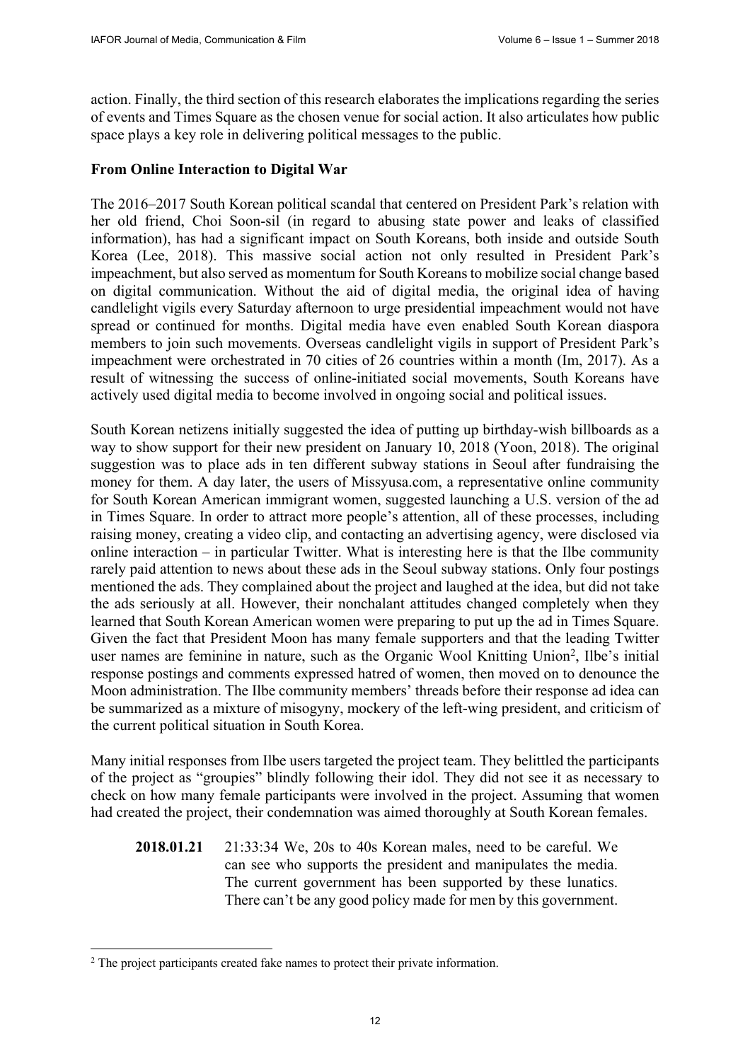action. Finally, the third section of this research elaborates the implications regarding the series of events and Times Square as the chosen venue for social action. It also articulates how public space plays a key role in delivering political messages to the public.

## From Online Interaction to Digital War

The 2016–2017 South Korean political scandal that centered on President Park's relation with her old friend, Choi Soon-sil (in regard to abusing state power and leaks of classified information), has had a significant impact on South Koreans, both inside and outside South Korea (Lee, 2018). This massive social action not only resulted in President Park's impeachment, but also served as momentum for South Koreans to mobilize social change based on digital communication. Without the aid of digital media, the original idea of having candlelight vigils every Saturday afternoon to urge presidential impeachment would not have spread or continued for months. Digital media have even enabled South Korean diaspora members to join such movements. Overseas candlelight vigils in support of President Park's impeachment were orchestrated in 70 cities of 26 countries within a month (Im, 2017). As a result of witnessing the success of online-initiated social movements, South Koreans have actively used digital media to become involved in ongoing social and political issues.

South Korean netizens initially suggested the idea of putting up birthday-wish billboards as a way to show support for their new president on January 10, 2018 (Yoon, 2018). The original suggestion was to place ads in ten different subway stations in Seoul after fundraising the money for them. A day later, the users of Missyusa.com, a representative online community for South Korean American immigrant women, suggested launching a U.S. version of the ad in Times Square. In order to attract more people's attention, all of these processes, including raising money, creating a video clip, and contacting an advertising agency, were disclosed via online interaction – in particular Twitter. What is interesting here is that the Ilbe community rarely paid attention to news about these ads in the Seoul subway stations. Only four postings mentioned the ads. They complained about the project and laughed at the idea, but did not take the ads seriously at all. However, their nonchalant attitudes changed completely when they learned that South Korean American women were preparing to put up the ad in Times Square. Given the fact that President Moon has many female supporters and that the leading Twitter user names are feminine in nature, such as the Organic Wool Knitting Union[2], Ilbe's initial response postings and comments expressed hatred of women, then moved on to denounce the Moon administration. The Ilbe community members' threads before their response ad idea can be summarized as a mixture of misogyny, mockery of the left-wing president, and criticism of the current political situation in South Korea.

Many initial responses from Ilbe users targeted the project team. They belittled the participants of the project as "groupies" blindly following their idol. They did not see it as necessary to check on how many female participants were involved in the project. Assuming that women had created the project, their condemnation was aimed thoroughly at South Korean females.

> **2018.01.21** 21:33:34 We, 20s to 40s Korean males, need to be careful. We can see who supports the president and manipulates the media. The current government has been supported by these lunatics. There can't be any good policy made for men by this government.

[2] The project participants created fake names to protect their private information.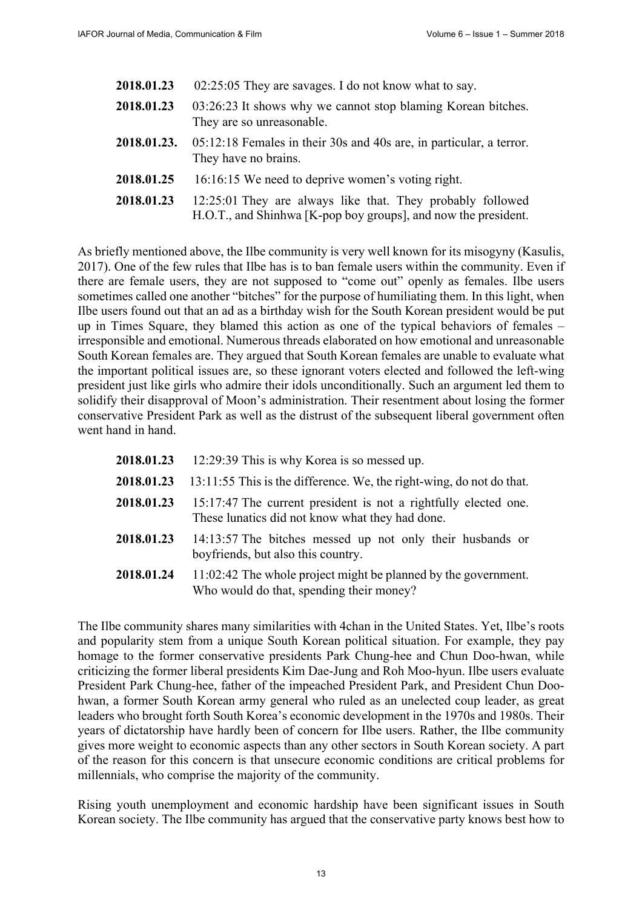| | |
|---|---|
| **2018.01.23** | 02:25:05 They are savages. I do not know what to say. |
| **2018.01.23** | 03:26:23 It shows why we cannot stop blaming Korean bitches. They are so unreasonable. |
| **2018.01.23.** | 05:12:18 Females in their 30s and 40s are, in particular, a terror. They have no brains. |
| **2018.01.25** | 16:16:15 We need to deprive women's voting right. |
| **2018.01.23** | 12:25:01 They are always like that. They probably followed H.O.T., and Shinhwa [K-pop boy groups], and now the president. |

As briefly mentioned above, the Ilbe community is very well known for its misogyny (Kasulis, 2017). One of the few rules that Ilbe has is to ban female users within the community. Even if there are female users, they are not supposed to "come out" openly as females. Ilbe users sometimes called one another "bitches" for the purpose of humiliating them. In this light, when Ilbe users found out that an ad as a birthday wish for the South Korean president would be put up in Times Square, they blamed this action as one of the typical behaviors of females – irresponsible and emotional. Numerous threads elaborated on how emotional and unreasonable South Korean females are. They argued that South Korean females are unable to evaluate what the important political issues are, so these ignorant voters elected and followed the left-wing president just like girls who admire their idols unconditionally. Such an argument led them to solidify their disapproval of Moon's administration. Their resentment about losing the former conservative President Park as well as the distrust of the subsequent liberal government often went hand in hand.

| | |
|---|---|
| **2018.01.23** | 12:29:39 This is why Korea is so messed up. |
| **2018.01.23** | 13:11:55 This is the difference. We, the right-wing, do not do that. |
| **2018.01.23** | 15:17:47 The current president is not a rightfully elected one. These lunatics did not know what they had done. |
| **2018.01.23** | 14:13:57 The bitches messed up not only their husbands or boyfriends, but also this country. |
| **2018.01.24** | 11:02:42 The whole project might be planned by the government. Who would do that, spending their money? |

The Ilbe community shares many similarities with 4chan in the United States. Yet, Ilbe's roots and popularity stem from a unique South Korean political situation. For example, they pay homage to the former conservative presidents Park Chung-hee and Chun Doo-hwan, while criticizing the former liberal presidents Kim Dae-Jung and Roh Moo-hyun. Ilbe users evaluate President Park Chung-hee, father of the impeached President Park, and President Chun Doo-hwan, a former South Korean army general who ruled as an unelected coup leader, as great leaders who brought forth South Korea's economic development in the 1970s and 1980s. Their years of dictatorship have hardly been of concern for Ilbe users. Rather, the Ilbe community gives more weight to economic aspects than any other sectors in South Korean society. A part of the reason for this concern is that unsecure economic conditions are critical problems for millennials, who comprise the majority of the community.

Rising youth unemployment and economic hardship have been significant issues in South Korean society. The Ilbe community has argued that the conservative party knows best how to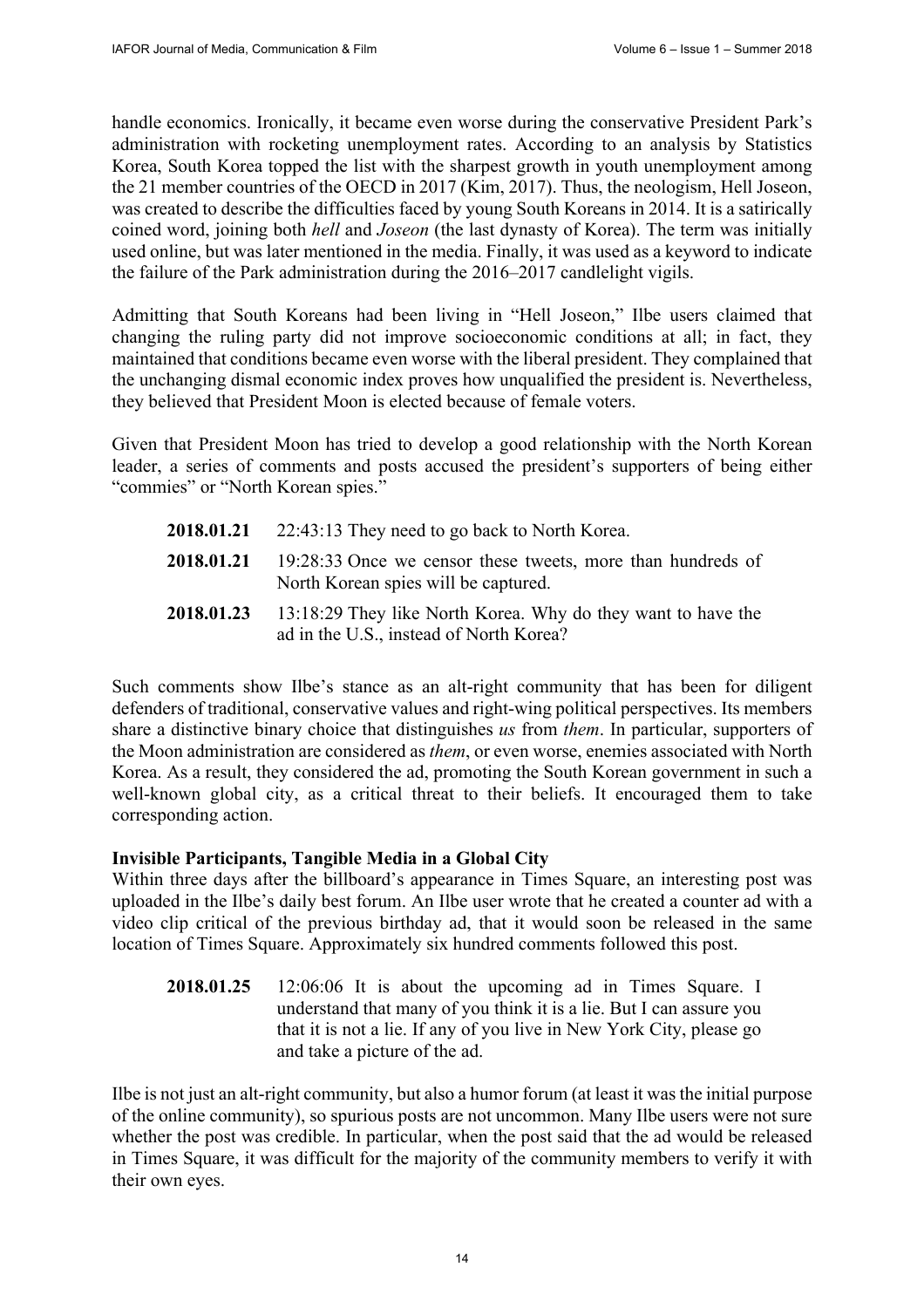handle economics. Ironically, it became even worse during the conservative President Park's administration with rocketing unemployment rates. According to an analysis by Statistics Korea, South Korea topped the list with the sharpest growth in youth unemployment among the 21 member countries of the OECD in 2017 (Kim, 2017). Thus, the neologism, Hell Joseon, was created to describe the difficulties faced by young South Koreans in 2014. It is a satirically coined word, joining both *hell* and *Joseon* (the last dynasty of Korea). The term was initially used online, but was later mentioned in the media. Finally, it was used as a keyword to indicate the failure of the Park administration during the 2016–2017 candlelight vigils.

Admitting that South Koreans had been living in "Hell Joseon," Ilbe users claimed that changing the ruling party did not improve socioeconomic conditions at all; in fact, they maintained that conditions became even worse with the liberal president. They complained that the unchanging dismal economic index proves how unqualified the president is. Nevertheless, they believed that President Moon is elected because of female voters.

Given that President Moon has tried to develop a good relationship with the North Korean leader, a series of comments and posts accused the president's supporters of being either "commies" or "North Korean spies."

> **2018.01.21** 22:43:13 They need to go back to North Korea.
>
> **2018.01.21** 19:28:33 Once we censor these tweets, more than hundreds of North Korean spies will be captured.
>
> **2018.01.23** 13:18:29 They like North Korea. Why do they want to have the ad in the U.S., instead of North Korea?

Such comments show Ilbe's stance as an alt-right community that has been for diligent defenders of traditional, conservative values and right-wing political perspectives. Its members share a distinctive binary choice that distinguishes *us* from *them*. In particular, supporters of the Moon administration are considered as *them*, or even worse, enemies associated with North Korea. As a result, they considered the ad, promoting the South Korean government in such a well-known global city, as a critical threat to their beliefs. It encouraged them to take corresponding action.

**Invisible Participants, Tangible Media in a Global City**

Within three days after the billboard's appearance in Times Square, an interesting post was uploaded in the Ilbe's daily best forum. An Ilbe user wrote that he created a counter ad with a video clip critical of the previous birthday ad, that it would soon be released in the same location of Times Square. Approximately six hundred comments followed this post.

> **2018.01.25** 12:06:06 It is about the upcoming ad in Times Square. I understand that many of you think it is a lie. But I can assure you that it is not a lie. If any of you live in New York City, please go and take a picture of the ad.

Ilbe is not just an alt-right community, but also a humor forum (at least it was the initial purpose of the online community), so spurious posts are not uncommon. Many Ilbe users were not sure whether the post was credible. In particular, when the post said that the ad would be released in Times Square, it was difficult for the majority of the community members to verify it with their own eyes.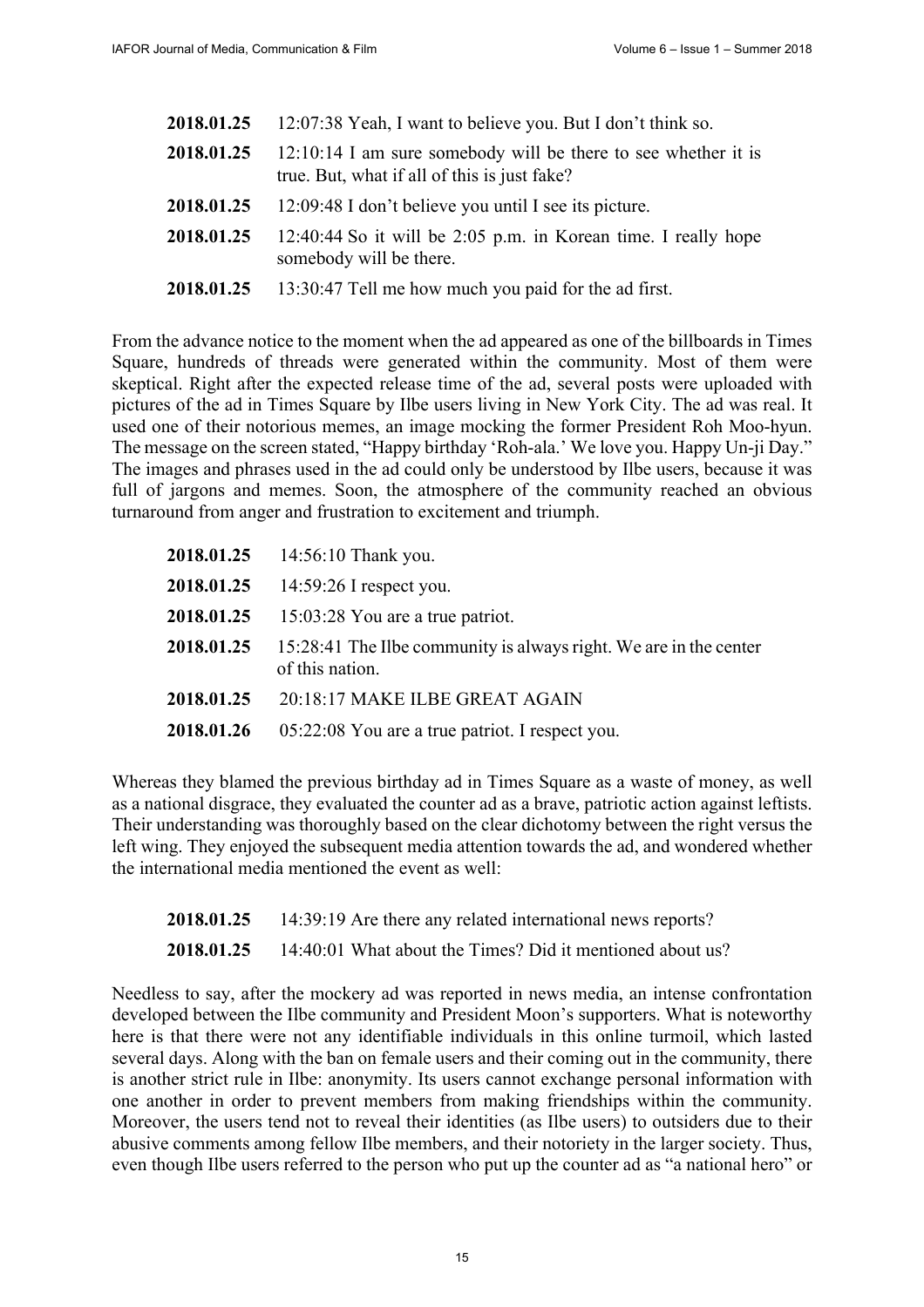| | |
|---|---|
| **2018.01.25** | 12:07:38 Yeah, I want to believe you. But I don't think so. |
| **2018.01.25** | 12:10:14 I am sure somebody will be there to see whether it is true. But, what if all of this is just fake? |
| **2018.01.25** | 12:09:48 I don't believe you until I see its picture. |
| **2018.01.25** | 12:40:44 So it will be 2:05 p.m. in Korean time. I really hope somebody will be there. |
| **2018.01.25** | 13:30:47 Tell me how much you paid for the ad first. |

From the advance notice to the moment when the ad appeared as one of the billboards in Times Square, hundreds of threads were generated within the community. Most of them were skeptical. Right after the expected release time of the ad, several posts were uploaded with pictures of the ad in Times Square by Ilbe users living in New York City. The ad was real. It used one of their notorious memes, an image mocking the former President Roh Moo-hyun. The message on the screen stated, "Happy birthday 'Roh-ala.' We love you. Happy Un-ji Day." The images and phrases used in the ad could only be understood by Ilbe users, because it was full of jargons and memes. Soon, the atmosphere of the community reached an obvious turnaround from anger and frustration to excitement and triumph.

| | |
|---|---|
| **2018.01.25** | 14:56:10 Thank you. |
| **2018.01.25** | 14:59:26 I respect you. |
| **2018.01.25** | 15:03:28 You are a true patriot. |
| **2018.01.25** | 15:28:41 The Ilbe community is always right. We are in the center of this nation. |
| **2018.01.25** | 20:18:17 MAKE ILBE GREAT AGAIN |
| **2018.01.26** | 05:22:08 You are a true patriot. I respect you. |

Whereas they blamed the previous birthday ad in Times Square as a waste of money, as well as a national disgrace, they evaluated the counter ad as a brave, patriotic action against leftists. Their understanding was thoroughly based on the clear dichotomy between the right versus the left wing. They enjoyed the subsequent media attention towards the ad, and wondered whether the international media mentioned the event as well:

| | |
|---|---|
| **2018.01.25** | 14:39:19 Are there any related international news reports? |
| **2018.01.25** | 14:40:01 What about the Times? Did it mentioned about us? |

Needless to say, after the mockery ad was reported in news media, an intense confrontation developed between the Ilbe community and President Moon's supporters. What is noteworthy here is that there were not any identifiable individuals in this online turmoil, which lasted several days. Along with the ban on female users and their coming out in the community, there is another strict rule in Ilbe: anonymity. Its users cannot exchange personal information with one another in order to prevent members from making friendships within the community. Moreover, the users tend not to reveal their identities (as Ilbe users) to outsiders due to their abusive comments among fellow Ilbe members, and their notoriety in the larger society. Thus, even though Ilbe users referred to the person who put up the counter ad as "a national hero" or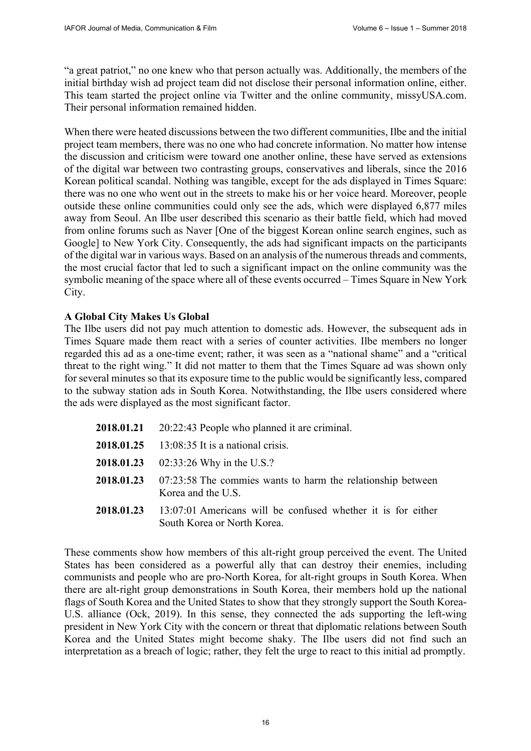"a great patriot," no one knew who that person actually was. Additionally, the members of the initial birthday wish ad project team did not disclose their personal information online, either. This team started the project online via Twitter and the online community, missyUSA.com. Their personal information remained hidden.

When there were heated discussions between the two different communities, Ilbe and the initial project team members, there was no one who had concrete information. No matter how intense the discussion and criticism were toward one another online, these have served as extensions of the digital war between two contrasting groups, conservatives and liberals, since the 2016 Korean political scandal. Nothing was tangible, except for the ads displayed in Times Square: there was no one who went out in the streets to make his or her voice heard. Moreover, people outside these online communities could only see the ads, which were displayed 6,877 miles away from Seoul. An Ilbe user described this scenario as their battle field, which had moved from online forums such as Naver [One of the biggest Korean online search engines, such as Google] to New York City. Consequently, the ads had significant impacts on the participants of the digital war in various ways. Based on an analysis of the numerous threads and comments, the most crucial factor that led to such a significant impact on the online community was the symbolic meaning of the space where all of these events occurred – Times Square in New York City.

**A Global City Makes Us Global**

The Ilbe users did not pay much attention to domestic ads. However, the subsequent ads in Times Square made them react with a series of counter activities. Ilbe members no longer regarded this ad as a one-time event; rather, it was seen as a "national shame" and a "critical threat to the right wing." It did not matter to them that the Times Square ad was shown only for several minutes so that its exposure time to the public would be significantly less, compared to the subway station ads in South Korea. Notwithstanding, the Ilbe users considered where the ads were displayed as the most significant factor.

| | |
|---|---|
| **2018.01.21** | 20:22:43 People who planned it are criminal. |
| **2018.01.25** | 13:08:35 It is a national crisis. |
| **2018.01.23** | 02:33:26 Why in the U.S.? |
| **2018.01.23** | 07:23:58 The commies wants to harm the relationship between Korea and the U.S. |
| **2018.01.23** | 13:07:01 Americans will be confused whether it is for either South Korea or North Korea. |

These comments show how members of this alt-right group perceived the event. The United States has been considered as a powerful ally that can destroy their enemies, including communists and people who are pro-North Korea, for alt-right groups in South Korea. When there are alt-right group demonstrations in South Korea, their members hold up the national flags of South Korea and the United States to show that they strongly support the South Korea-U.S. alliance (Ock, 2019). In this sense, they connected the ads supporting the left-wing president in New York City with the concern or threat that diplomatic relations between South Korea and the United States might become shaky. The Ilbe users did not find such an interpretation as a breach of logic; rather, they felt the urge to react to this initial ad promptly.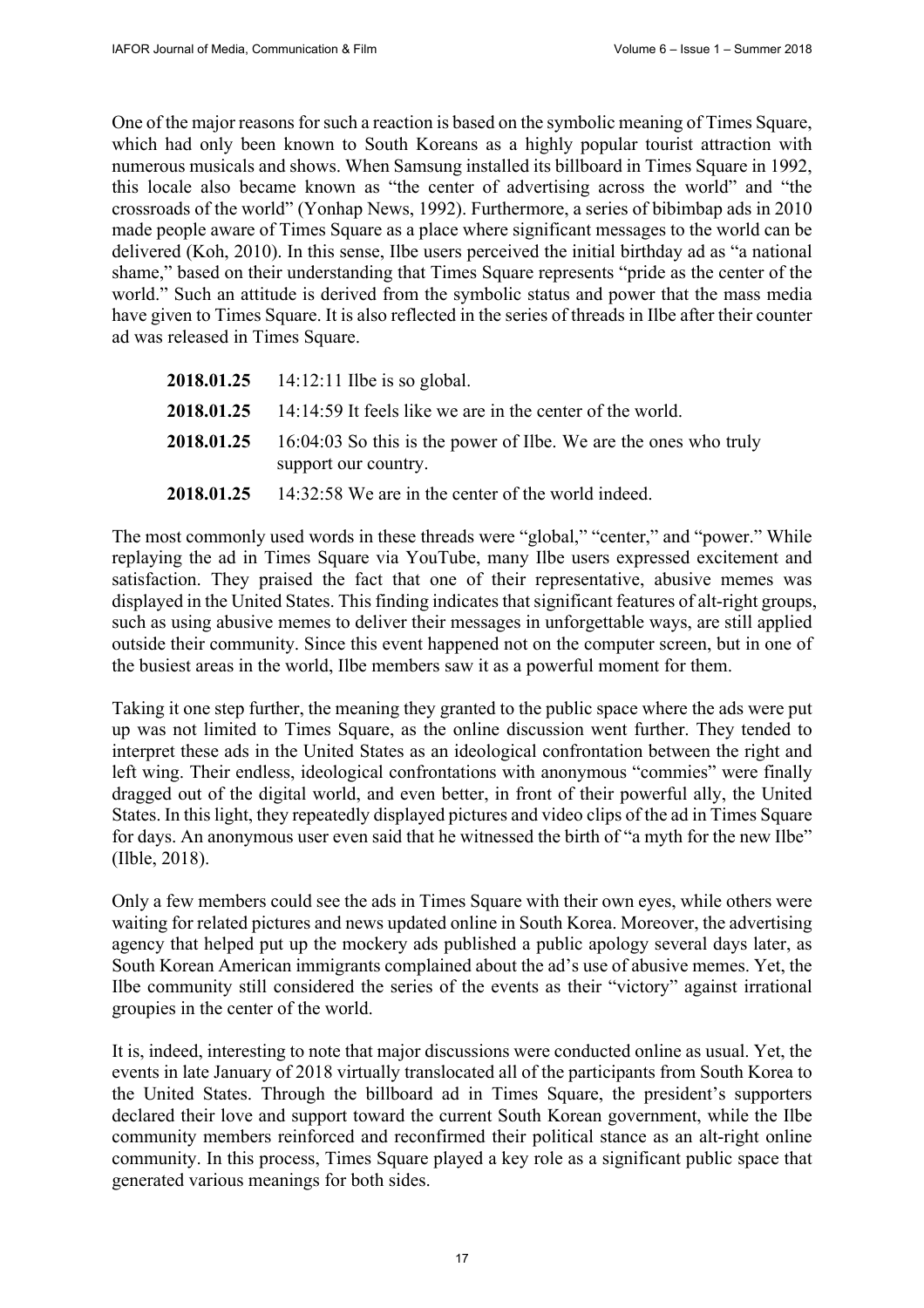One of the major reasons for such a reaction is based on the symbolic meaning of Times Square, which had only been known to South Koreans as a highly popular tourist attraction with numerous musicals and shows. When Samsung installed its billboard in Times Square in 1992, this locale also became known as "the center of advertising across the world" and "the crossroads of the world" (Yonhap News, 1992). Furthermore, a series of bibimbap ads in 2010 made people aware of Times Square as a place where significant messages to the world can be delivered (Koh, 2010). In this sense, Ilbe users perceived the initial birthday ad as "a national shame," based on their understanding that Times Square represents "pride as the center of the world." Such an attitude is derived from the symbolic status and power that the mass media have given to Times Square. It is also reflected in the series of threads in Ilbe after their counter ad was released in Times Square.

| | |
|---|---|
| **2018.01.25** | 14:12:11 Ilbe is so global. |
| **2018.01.25** | 14:14:59 It feels like we are in the center of the world. |
| **2018.01.25** | 16:04:03 So this is the power of Ilbe. We are the ones who truly support our country. |
| **2018.01.25** | 14:32:58 We are in the center of the world indeed. |

The most commonly used words in these threads were "global," "center," and "power." While replaying the ad in Times Square via YouTube, many Ilbe users expressed excitement and satisfaction. They praised the fact that one of their representative, abusive memes was displayed in the United States. This finding indicates that significant features of alt-right groups, such as using abusive memes to deliver their messages in unforgettable ways, are still applied outside their community. Since this event happened not on the computer screen, but in one of the busiest areas in the world, Ilbe members saw it as a powerful moment for them.

Taking it one step further, the meaning they granted to the public space where the ads were put up was not limited to Times Square, as the online discussion went further. They tended to interpret these ads in the United States as an ideological confrontation between the right and left wing. Their endless, ideological confrontations with anonymous "commies" were finally dragged out of the digital world, and even better, in front of their powerful ally, the United States. In this light, they repeatedly displayed pictures and video clips of the ad in Times Square for days. An anonymous user even said that he witnessed the birth of "a myth for the new Ilbe" (Ilble, 2018).

Only a few members could see the ads in Times Square with their own eyes, while others were waiting for related pictures and news updated online in South Korea. Moreover, the advertising agency that helped put up the mockery ads published a public apology several days later, as South Korean American immigrants complained about the ad's use of abusive memes. Yet, the Ilbe community still considered the series of the events as their "victory" against irrational groupies in the center of the world.

It is, indeed, interesting to note that major discussions were conducted online as usual. Yet, the events in late January of 2018 virtually translocated all of the participants from South Korea to the United States. Through the billboard ad in Times Square, the president's supporters declared their love and support toward the current South Korean government, while the Ilbe community members reinforced and reconfirmed their political stance as an alt-right online community. In this process, Times Square played a key role as a significant public space that generated various meanings for both sides.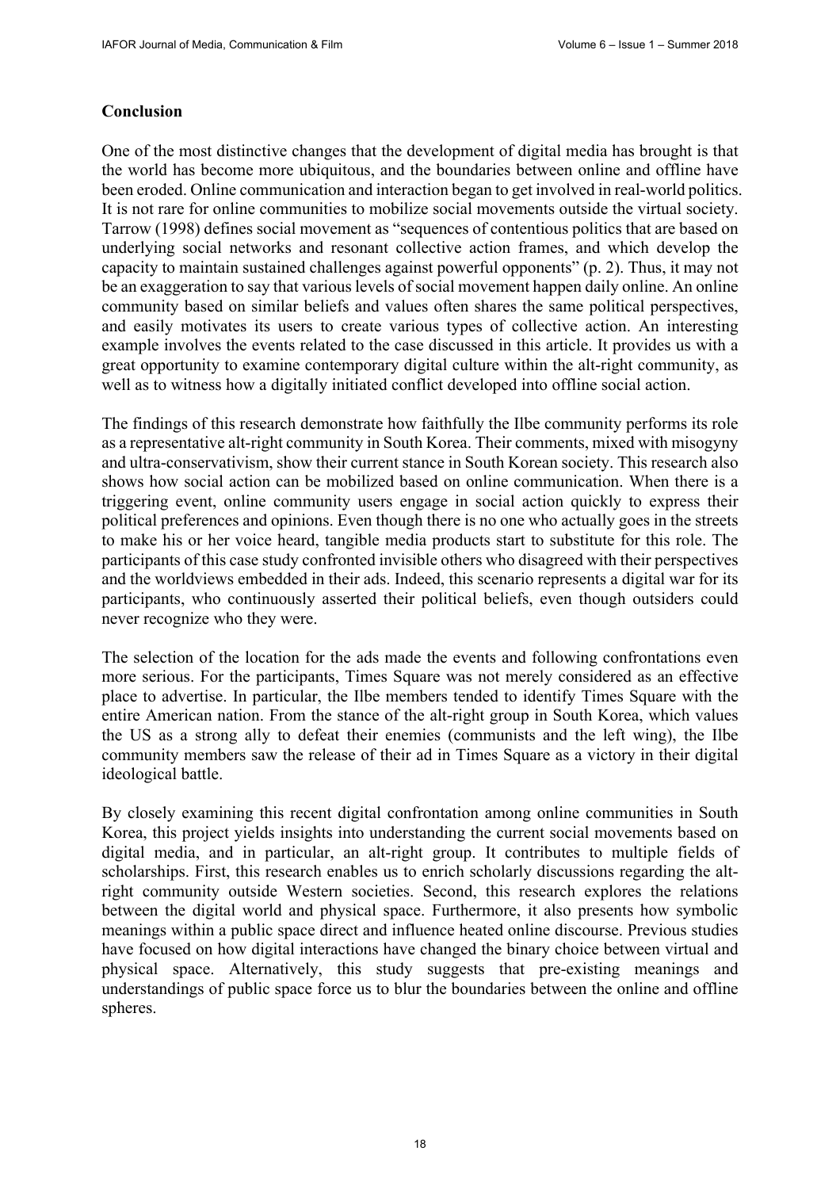## Conclusion

One of the most distinctive changes that the development of digital media has brought is that the world has become more ubiquitous, and the boundaries between online and offline have been eroded. Online communication and interaction began to get involved in real-world politics. It is not rare for online communities to mobilize social movements outside the virtual society. Tarrow (1998) defines social movement as "sequences of contentious politics that are based on underlying social networks and resonant collective action frames, and which develop the capacity to maintain sustained challenges against powerful opponents" (p. 2). Thus, it may not be an exaggeration to say that various levels of social movement happen daily online. An online community based on similar beliefs and values often shares the same political perspectives, and easily motivates its users to create various types of collective action. An interesting example involves the events related to the case discussed in this article. It provides us with a great opportunity to examine contemporary digital culture within the alt-right community, as well as to witness how a digitally initiated conflict developed into offline social action.

The findings of this research demonstrate how faithfully the Ilbe community performs its role as a representative alt-right community in South Korea. Their comments, mixed with misogyny and ultra-conservativism, show their current stance in South Korean society. This research also shows how social action can be mobilized based on online communication. When there is a triggering event, online community users engage in social action quickly to express their political preferences and opinions. Even though there is no one who actually goes in the streets to make his or her voice heard, tangible media products start to substitute for this role. The participants of this case study confronted invisible others who disagreed with their perspectives and the worldviews embedded in their ads. Indeed, this scenario represents a digital war for its participants, who continuously asserted their political beliefs, even though outsiders could never recognize who they were.

The selection of the location for the ads made the events and following confrontations even more serious. For the participants, Times Square was not merely considered as an effective place to advertise. In particular, the Ilbe members tended to identify Times Square with the entire American nation. From the stance of the alt-right group in South Korea, which values the US as a strong ally to defeat their enemies (communists and the left wing), the Ilbe community members saw the release of their ad in Times Square as a victory in their digital ideological battle.

By closely examining this recent digital confrontation among online communities in South Korea, this project yields insights into understanding the current social movements based on digital media, and in particular, an alt-right group. It contributes to multiple fields of scholarships. First, this research enables us to enrich scholarly discussions regarding the alt-right community outside Western societies. Second, this research explores the relations between the digital world and physical space. Furthermore, it also presents how symbolic meanings within a public space direct and influence heated online discourse. Previous studies have focused on how digital interactions have changed the binary choice between virtual and physical space. Alternatively, this study suggests that pre-existing meanings and understandings of public space force us to blur the boundaries between the online and offline spheres.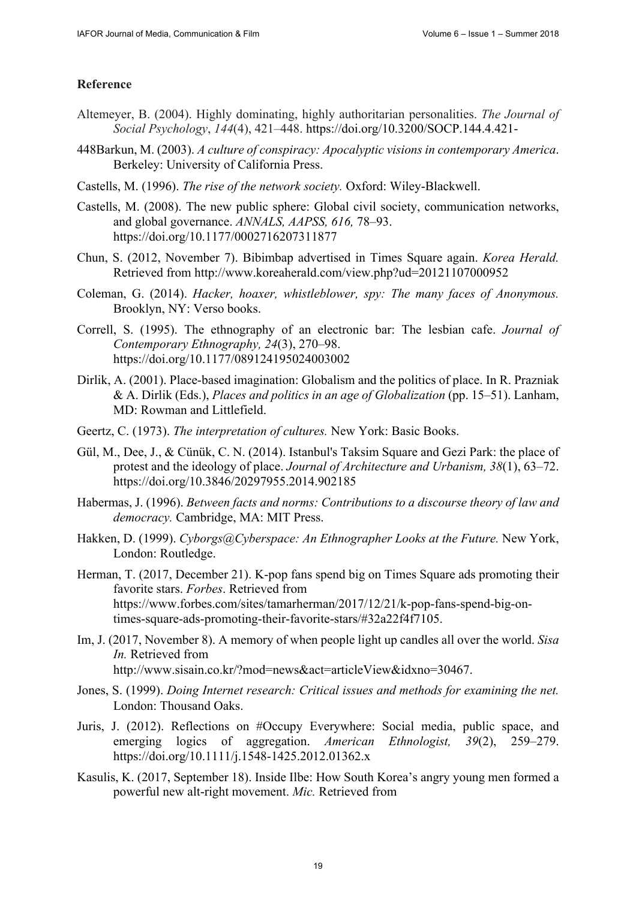## Reference

Altemeyer, B. (2004). Highly dominating, highly authoritarian personalities. *The Journal of Social Psychology*, *144*(4), 421–448. https://doi.org/10.3200/SOCP.144.4.421-448Barkun, M. (2003). *A culture of conspiracy: Apocalyptic visions in contemporary America*. Berkeley: University of California Press.

Castells, M. (1996). *The rise of the network society.* Oxford: Wiley-Blackwell.

Castells, M. (2008). The new public sphere: Global civil society, communication networks, and global governance. *ANNALS, AAPSS, 616,* 78–93. https://doi.org/10.1177/0002716207311877

Chun, S. (2012, November 7). Bibimbap advertised in Times Square again. *Korea Herald.* Retrieved from http://www.koreaherald.com/view.php?ud=20121107000952

Coleman, G. (2014). *Hacker, hoaxer, whistleblower, spy: The many faces of Anonymous.* Brooklyn, NY: Verso books.

Correll, S. (1995). The ethnography of an electronic bar: The lesbian cafe. *Journal of Contemporary Ethnography, 24*(3), 270–98. https://doi.org/10.1177/089124195024003002

Dirlik, A. (2001). Place-based imagination: Globalism and the politics of place. In R. Prazniak & A. Dirlik (Eds.), *Places and politics in an age of Globalization* (pp. 15–51). Lanham, MD: Rowman and Littlefield.

Geertz, C. (1973). *The interpretation of cultures.* New York: Basic Books.

Gül, M., Dee, J., & Cünük, C. N. (2014). Istanbul's Taksim Square and Gezi Park: the place of protest and the ideology of place. *Journal of Architecture and Urbanism, 38*(1), 63–72. https://doi.org/10.3846/20297955.2014.902185

Habermas, J. (1996). *Between facts and norms: Contributions to a discourse theory of law and democracy.* Cambridge, MA: MIT Press.

Hakken, D. (1999). *Cyborgs@Cyberspace: An Ethnographer Looks at the Future.* New York, London: Routledge.

Herman, T. (2017, December 21). K-pop fans spend big on Times Square ads promoting their favorite stars. *Forbes*. Retrieved from https://www.forbes.com/sites/tamarherman/2017/12/21/k-pop-fans-spend-big-on-times-square-ads-promoting-their-favorite-stars/#32a22f4f7105.

Im, J. (2017, November 8). A memory of when people light up candles all over the world. *Sisa In.* Retrieved from http://www.sisain.co.kr/?mod=news&act=articleView&idxno=30467.

Jones, S. (1999). *Doing Internet research: Critical issues and methods for examining the net.* London: Thousand Oaks.

Juris, J. (2012). Reflections on #Occupy Everywhere: Social media, public space, and emerging logics of aggregation. *American Ethnologist, 39*(2), 259–279. https://doi.org/10.1111/j.1548-1425.2012.01362.x

Kasulis, K. (2017, September 18). Inside Ilbe: How South Korea's angry young men formed a powerful new alt-right movement. *Mic.* Retrieved from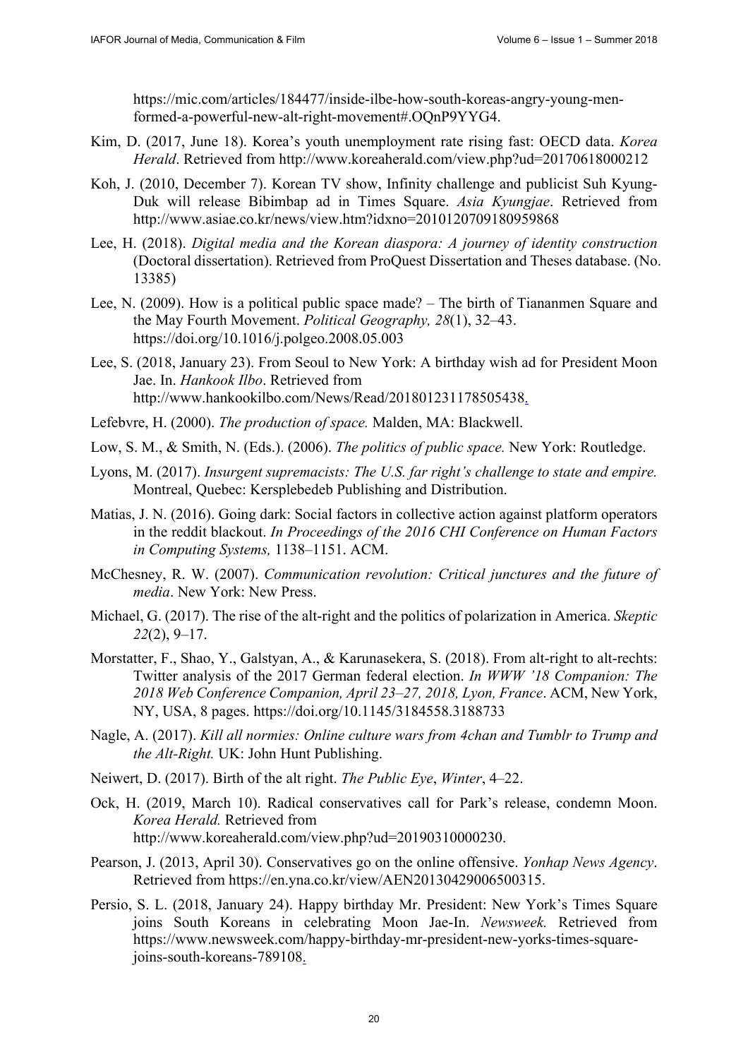https://mic.com/articles/184477/inside-ilbe-how-south-koreas-angry-young-men-formed-a-powerful-new-alt-right-movement#.OQnP9YYG4.

Kim, D. (2017, June 18). Korea's youth unemployment rate rising fast: OECD data. *Korea Herald*. Retrieved from http://www.koreaherald.com/view.php?ud=20170618000212

Koh, J. (2010, December 7). Korean TV show, Infinity challenge and publicist Suh Kyung-Duk will release Bibimbap ad in Times Square. *Asia Kyungjae*. Retrieved from http://www.asiae.co.kr/news/view.htm?idxno=2010120709180959868

Lee, H. (2018). *Digital media and the Korean diaspora: A journey of identity construction* (Doctoral dissertation). Retrieved from ProQuest Dissertation and Theses database. (No. 13385)

Lee, N. (2009). How is a political public space made? – The birth of Tiananmen Square and the May Fourth Movement. *Political Geography, 28*(1), 32–43. https://doi.org/10.1016/j.polgeo.2008.05.003

Lee, S. (2018, January 23). From Seoul to New York: A birthday wish ad for President Moon Jae. In. *Hankook Ilbo*. Retrieved from http://www.hankookilbo.com/News/Read/201801231178505438.

Lefebvre, H. (2000). *The production of space.* Malden, MA: Blackwell.

Low, S. M., & Smith, N. (Eds.). (2006). *The politics of public space.* New York: Routledge.

Lyons, M. (2017). *Insurgent supremacists: The U.S. far right's challenge to state and empire.* Montreal, Quebec: Kersplebedeb Publishing and Distribution.

Matias, J. N. (2016). Going dark: Social factors in collective action against platform operators in the reddit blackout. *In Proceedings of the 2016 CHI Conference on Human Factors in Computing Systems,* 1138–1151. ACM.

McChesney, R. W. (2007). *Communication revolution: Critical junctures and the future of media*. New York: New Press.

Michael, G. (2017). The rise of the alt-right and the politics of polarization in America. *Skeptic 22*(2), 9–17.

Morstatter, F., Shao, Y., Galstyan, A., & Karunasekera, S. (2018). From alt-right to alt-rechts: Twitter analysis of the 2017 German federal election. *In WWW '18 Companion: The 2018 Web Conference Companion, April 23–27, 2018, Lyon, France*. ACM, New York, NY, USA, 8 pages. https://doi.org/10.1145/3184558.3188733

Nagle, A. (2017). *Kill all normies: Online culture wars from 4chan and Tumblr to Trump and the Alt-Right.* UK: John Hunt Publishing.

Neiwert, D. (2017). Birth of the alt right. *The Public Eye*, *Winter*, 4–22.

Ock, H. (2019, March 10). Radical conservatives call for Park's release, condemn Moon. *Korea Herald.* Retrieved from http://www.koreaherald.com/view.php?ud=20190310000230.

Pearson, J. (2013, April 30). Conservatives go on the online offensive. *Yonhap News Agency*. Retrieved from https://en.yna.co.kr/view/AEN20130429006500315.

Persio, S. L. (2018, January 24). Happy birthday Mr. President: New York's Times Square joins South Koreans in celebrating Moon Jae-In. *Newsweek.* Retrieved from https://www.newsweek.com/happy-birthday-mr-president-new-yorks-times-square-joins-south-koreans-789108.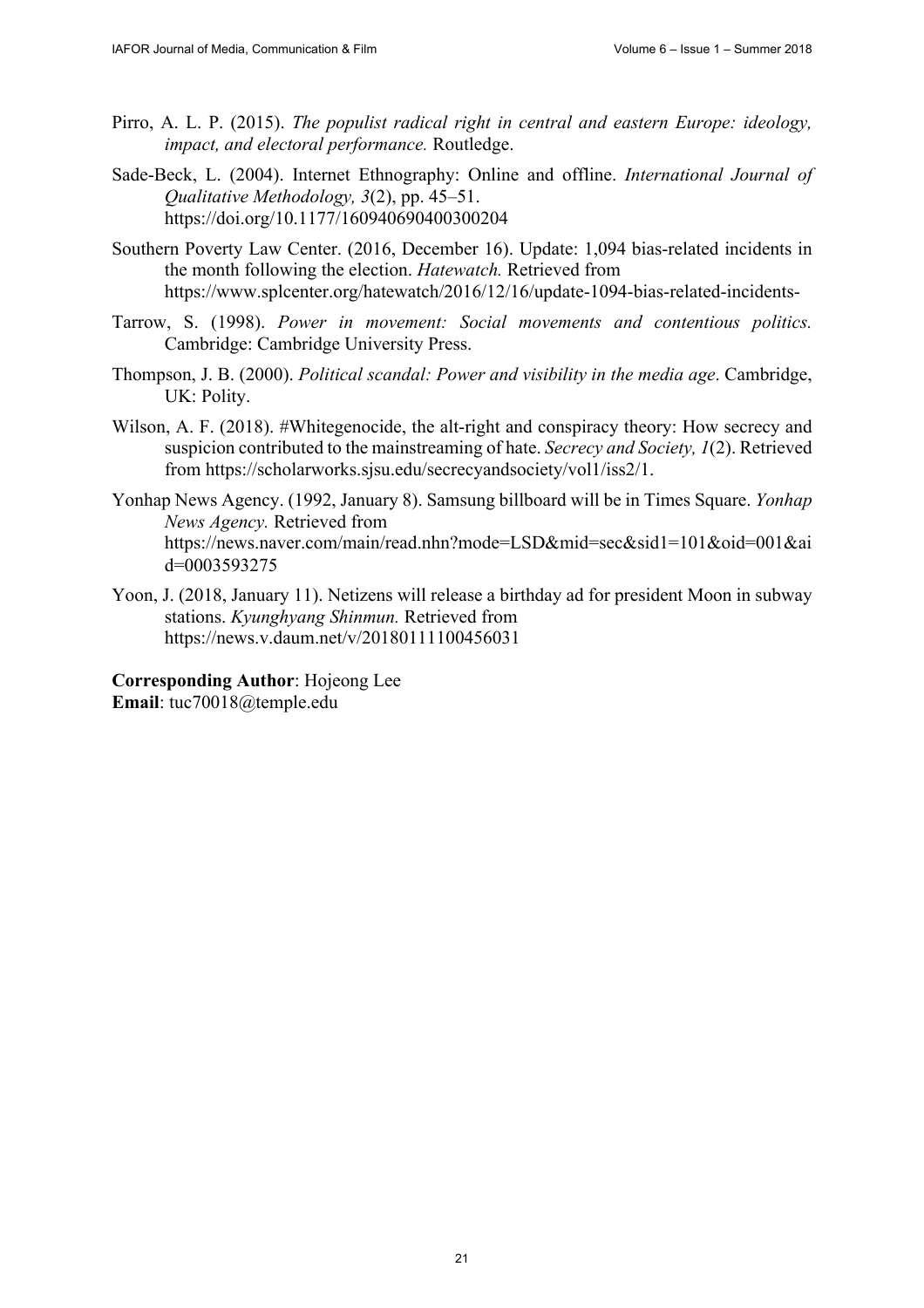Pirro, A. L. P. (2015). *The populist radical right in central and eastern Europe: ideology, impact, and electoral performance.* Routledge.

Sade-Beck, L. (2004). Internet Ethnography: Online and offline. *International Journal of Qualitative Methodology, 3*(2), pp. 45–51. https://doi.org/10.1177/160940690400300204

Southern Poverty Law Center. (2016, December 16). Update: 1,094 bias-related incidents in the month following the election. *Hatewatch.* Retrieved from https://www.splcenter.org/hatewatch/2016/12/16/update-1094-bias-related-incidents-

Tarrow, S. (1998). *Power in movement: Social movements and contentious politics.* Cambridge: Cambridge University Press.

Thompson, J. B. (2000). *Political scandal: Power and visibility in the media age*. Cambridge, UK: Polity.

Wilson, A. F. (2018). #Whitegenocide, the alt-right and conspiracy theory: How secrecy and suspicion contributed to the mainstreaming of hate. *Secrecy and Society, 1*(2). Retrieved from https://scholarworks.sjsu.edu/secrecyandsociety/vol1/iss2/1.

Yonhap News Agency. (1992, January 8). Samsung billboard will be in Times Square. *Yonhap News Agency.* Retrieved from https://news.naver.com/main/read.nhn?mode=LSD&mid=sec&sid1=101&oid=001&aid=0003593275

Yoon, J. (2018, January 11). Netizens will release a birthday ad for president Moon in subway stations. *Kyunghyang Shinmun.* Retrieved from https://news.v.daum.net/v/20180111100456031

**Corresponding Author**: Hojeong Lee
**Email**: tuc70018@temple.edu